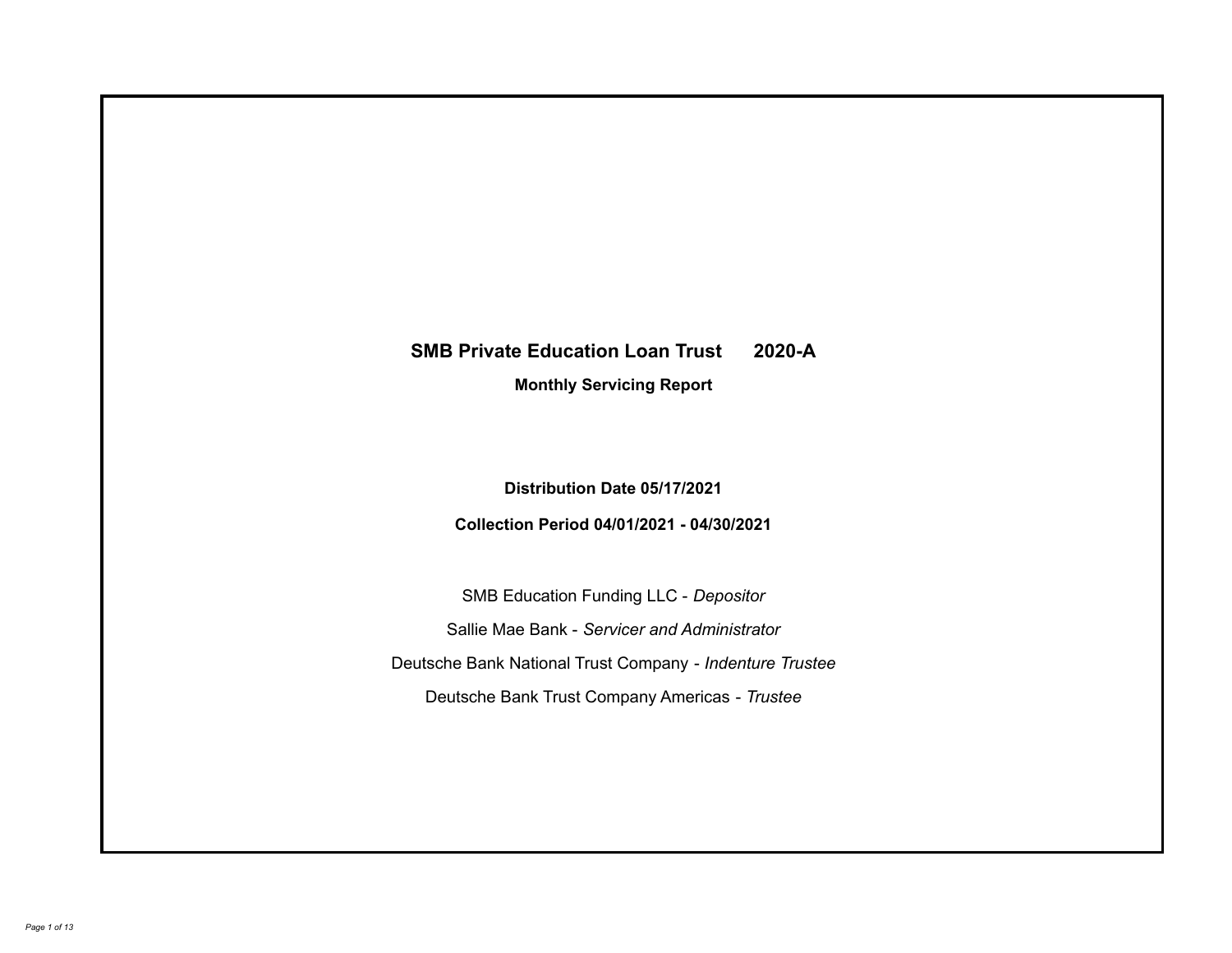# SMB Private Education Loan Trust 2020-A

## Monthly Servicing Report

**Distribution Date 05/17/2021**

**Collection Period 04/01/2021 - 04/30/2021**

SMB Education Funding LLC - *Depositor*

Sallie Mae Bank - *Servicer and Administrator*

Deutsche Bank National Trust Company - *Indenture Trustee*

Deutsche Bank Trust Company Americas - *Trustee*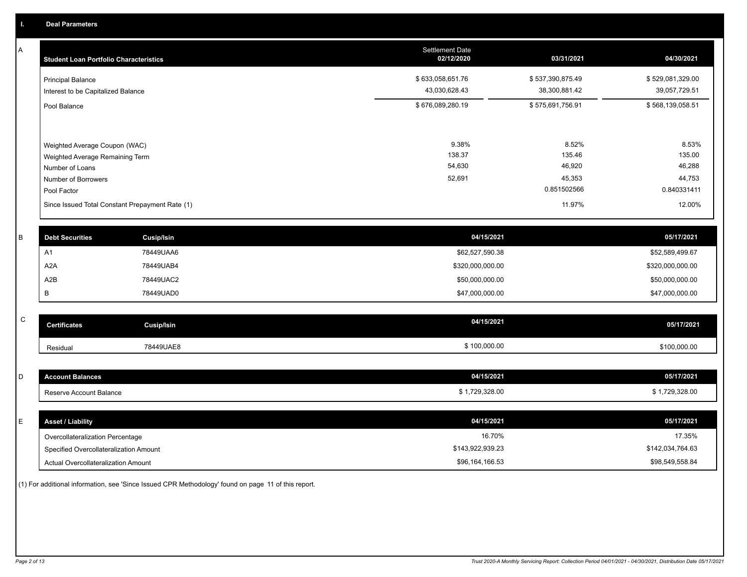## I. Deal Parameters

### A

| Student Loan Portfolio Characteristics | Settlement Date 02/12/2020 | 03/31/2021 | 04/30/2021 |
|---|---|---|---|
| Principal Balance | $ 633,058,651.76 | $ 537,390,875.49 | $ 529,081,329.00 |
| Interest to be Capitalized Balance | 43,030,628.43 | 38,300,881.42 | 39,057,729.51 |
| Pool Balance | $ 676,089,280.19 | $ 575,691,756.91 | $ 568,139,058.51 |
| Weighted Average Coupon (WAC) | 9.38% | 8.52% | 8.53% |
| Weighted Average Remaining Term | 138.37 | 135.46 | 135.00 |
| Number of Loans | 54,630 | 46,920 | 46,288 |
| Number of Borrowers | 52,691 | 45,353 | 44,753 |
| Pool Factor | | 0.851502566 | 0.840331411 |
| Since Issued Total Constant Prepayment Rate (1) | | 11.97% | 12.00% |

### B

| Debt Securities | Cusip/Isin | 04/15/2021 | 05/17/2021 |
|---|---|---|---|
| A1 | 78449UAA6 | $62,527,590.38 | $52,589,499.67 |
| A2A | 78449UAB4 | $320,000,000.00 | $320,000,000.00 |
| A2B | 78449UAC2 | $50,000,000.00 | $50,000,000.00 |
| B | 78449UAD0 | $47,000,000.00 | $47,000,000.00 |

### C

| Certificates | Cusip/Isin | 04/15/2021 | 05/17/2021 |
|---|---|---|---|
| Residual | 78449UAE8 | $ 100,000.00 | $100,000.00 |

### D

| Account Balances | 04/15/2021 | 05/17/2021 |
|---|---|---|
| Reserve Account Balance | $ 1,729,328.00 | $ 1,729,328.00 |

### E

| Asset / Liability | 04/15/2021 | 05/17/2021 |
|---|---|---|
| Overcollateralization Percentage | 16.70% | 17.35% |
| Specified Overcollateralization Amount | $143,922,939.23 | $142,034,764.63 |
| Actual Overcollateralization Amount | $96,164,166.53 | $98,549,558.84 |

(1) For additional information, see 'Since Issued CPR Methodology' found on page 11 of this report.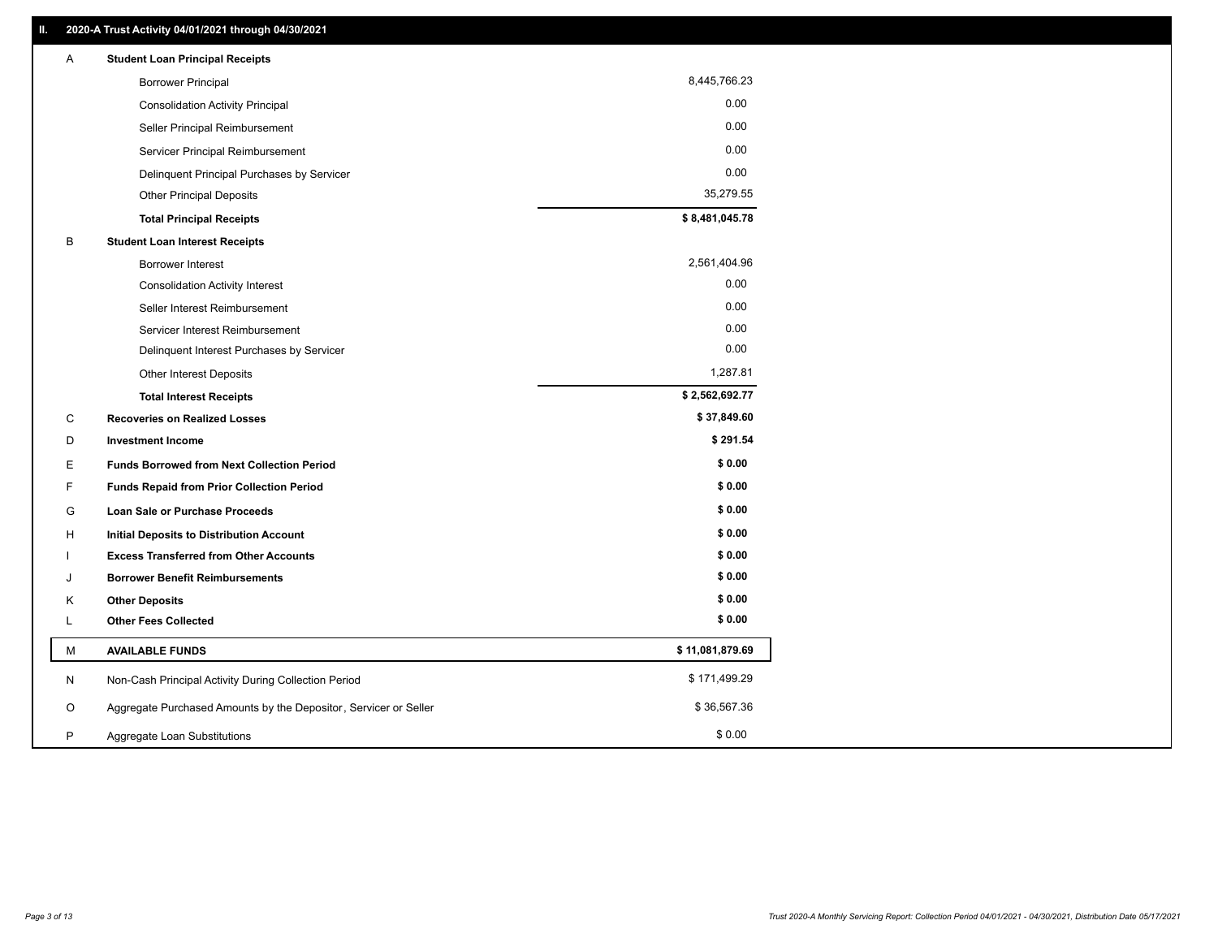## II. 2020-A Trust Activity 04/01/2021 through 04/30/2021

| | | |
|---|---|---|
| A | **Student Loan Principal Receipts** | |
| | Borrower Principal | 8,445,766.23 |
| | Consolidation Activity Principal | 0.00 |
| | Seller Principal Reimbursement | 0.00 |
| | Servicer Principal Reimbursement | 0.00 |
| | Delinquent Principal Purchases by Servicer | 0.00 |
| | Other Principal Deposits | 35,279.55 |
| | **Total Principal Receipts** | **$ 8,481,045.78** |
| B | **Student Loan Interest Receipts** | |
| | Borrower Interest | 2,561,404.96 |
| | Consolidation Activity Interest | 0.00 |
| | Seller Interest Reimbursement | 0.00 |
| | Servicer Interest Reimbursement | 0.00 |
| | Delinquent Interest Purchases by Servicer | 0.00 |
| | Other Interest Deposits | 1,287.81 |
| | **Total Interest Receipts** | **$ 2,562,692.77** |
| C | **Recoveries on Realized Losses** | **$ 37,849.60** |
| D | **Investment Income** | **$ 291.54** |
| E | **Funds Borrowed from Next Collection Period** | **$ 0.00** |
| F | **Funds Repaid from Prior Collection Period** | **$ 0.00** |
| G | **Loan Sale or Purchase Proceeds** | **$ 0.00** |
| H | **Initial Deposits to Distribution Account** | **$ 0.00** |
| I | **Excess Transferred from Other Accounts** | **$ 0.00** |
| J | **Borrower Benefit Reimbursements** | **$ 0.00** |
| K | **Other Deposits** | **$ 0.00** |
| L | **Other Fees Collected** | **$ 0.00** |
| M | **AVAILABLE FUNDS** | **$ 11,081,879.69** |
| N | Non-Cash Principal Activity During Collection Period | $ 171,499.29 |
| O | Aggregate Purchased Amounts by the Depositor, Servicer or Seller | $ 36,567.36 |
| P | Aggregate Loan Substitutions | $ 0.00 |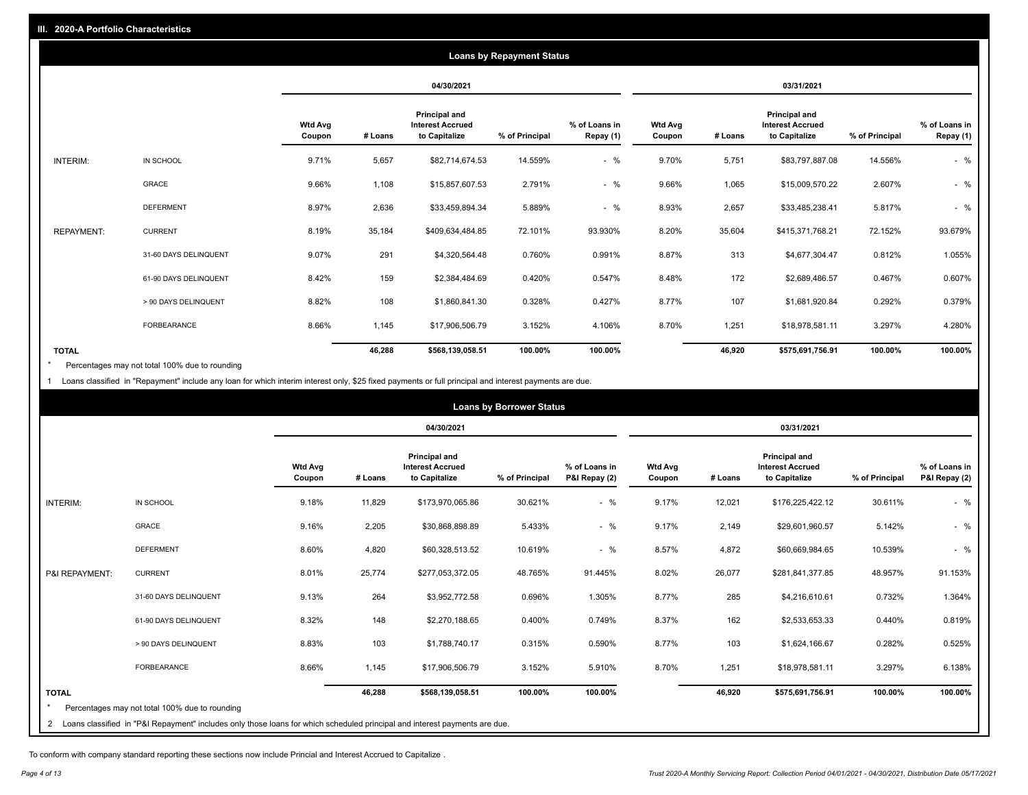## III. 2020-A Portfolio Characteristics

### Loans by Repayment Status

| | | 04/30/2021 | | | | | 03/31/2021 | | | | |
|---|---|---|---|---|---|---|---|---|---|---|---|
| | | Wtd Avg Coupon | # Loans | Principal and Interest Accrued to Capitalize | % of Principal | % of Loans in Repay (1) | Wtd Avg Coupon | # Loans | Principal and Interest Accrued to Capitalize | % of Principal | % of Loans in Repay (1) |
| INTERIM: | IN SCHOOL | 9.71% | 5,657 | $82,714,674.53 | 14.559% | - % | 9.70% | 5,751 | $83,797,887.08 | 14.556% | - % |
| | GRACE | 9.66% | 1,108 | $15,857,607.53 | 2.791% | - % | 9.66% | 1,065 | $15,009,570.22 | 2.607% | - % |
| | DEFERMENT | 8.97% | 2,636 | $33,459,894.34 | 5.889% | - % | 8.93% | 2,657 | $33,485,238.41 | 5.817% | - % |
| REPAYMENT: | CURRENT | 8.19% | 35,184 | $409,634,484.85 | 72.101% | 93.930% | 8.20% | 35,604 | $415,371,768.21 | 72.152% | 93.679% |
| | 31-60 DAYS DELINQUENT | 9.07% | 291 | $4,320,564.48 | 0.760% | 0.991% | 8.87% | 313 | $4,677,304.47 | 0.812% | 1.055% |
| | 61-90 DAYS DELINQUENT | 8.42% | 159 | $2,384,484.69 | 0.420% | 0.547% | 8.48% | 172 | $2,689,486.57 | 0.467% | 0.607% |
| | > 90 DAYS DELINQUENT | 8.82% | 108 | $1,860,841.30 | 0.328% | 0.427% | 8.77% | 107 | $1,681,920.84 | 0.292% | 0.379% |
| | FORBEARANCE | 8.66% | 1,145 | $17,906,506.79 | 3.152% | 4.106% | 8.70% | 1,251 | $18,978,581.11 | 3.297% | 4.280% |
| TOTAL | | | 46,288 | $568,139,058.51 | 100.00% | 100.00% | | 46,920 | $575,691,756.91 | 100.00% | 100.00% |

* Percentages may not total 100% due to rounding

1 Loans classified in "Repayment" include any loan for which interim interest only, $25 fixed payments or full principal and interest payments are due.

### Loans by Borrower Status

| | | 04/30/2021 | | | | | 03/31/2021 | | | | |
|---|---|---|---|---|---|---|---|---|---|---|---|
| | | Wtd Avg Coupon | # Loans | Principal and Interest Accrued to Capitalize | % of Principal | % of Loans in P&I Repay (2) | Wtd Avg Coupon | # Loans | Principal and Interest Accrued to Capitalize | % of Principal | % of Loans in P&I Repay (2) |
| INTERIM: | IN SCHOOL | 9.18% | 11,829 | $173,970,065.86 | 30.621% | - % | 9.17% | 12,021 | $176,225,422.12 | 30.611% | - % |
| | GRACE | 9.16% | 2,205 | $30,868,898.89 | 5.433% | - % | 9.17% | 2,149 | $29,601,960.57 | 5.142% | - % |
| | DEFERMENT | 8.60% | 4,820 | $60,328,513.52 | 10.619% | - % | 8.57% | 4,872 | $60,669,984.65 | 10.539% | - % |
| P&I REPAYMENT: | CURRENT | 8.01% | 25,774 | $277,053,372.05 | 48.765% | 91.445% | 8.02% | 26,077 | $281,841,377.85 | 48.957% | 91.153% |
| | 31-60 DAYS DELINQUENT | 9.13% | 264 | $3,952,772.58 | 0.696% | 1.305% | 8.77% | 285 | $4,216,610.61 | 0.732% | 1.364% |
| | 61-90 DAYS DELINQUENT | 8.32% | 148 | $2,270,188.65 | 0.400% | 0.749% | 8.37% | 162 | $2,533,653.33 | 0.440% | 0.819% |
| | > 90 DAYS DELINQUENT | 8.83% | 103 | $1,788,740.17 | 0.315% | 0.590% | 8.77% | 103 | $1,624,166.67 | 0.282% | 0.525% |
| | FORBEARANCE | 8.66% | 1,145 | $17,906,506.79 | 3.152% | 5.910% | 8.70% | 1,251 | $18,978,581.11 | 3.297% | 6.138% |
| TOTAL | | | 46,288 | $568,139,058.51 | 100.00% | 100.00% | | 46,920 | $575,691,756.91 | 100.00% | 100.00% |

* Percentages may not total 100% due to rounding

2 Loans classified in "P&I Repayment" includes only those loans for which scheduled principal and interest payments are due.

To conform with company standard reporting these sections now include Princial and Interest Accrued to Capitalize .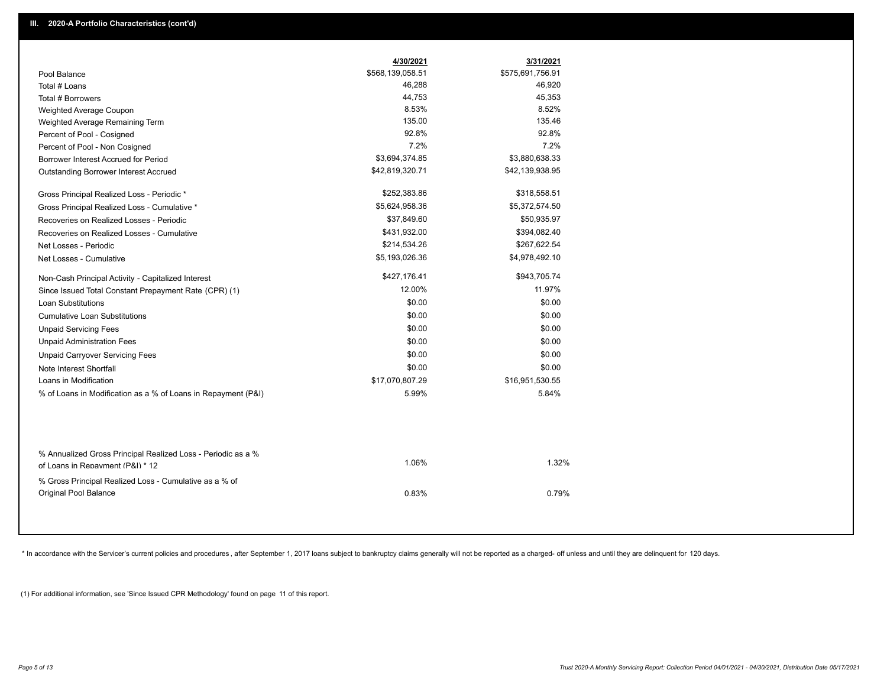## III. 2020-A Portfolio Characteristics (cont'd)

| | 4/30/2021 | 3/31/2021 |
|---|---|---|
| Pool Balance | $568,139,058.51 | $575,691,756.91 |
| Total # Loans | 46,288 | 46,920 |
| Total # Borrowers | 44,753 | 45,353 |
| Weighted Average Coupon | 8.53% | 8.52% |
| Weighted Average Remaining Term | 135.00 | 135.46 |
| Percent of Pool - Cosigned | 92.8% | 92.8% |
| Percent of Pool - Non Cosigned | 7.2% | 7.2% |
| Borrower Interest Accrued for Period | $3,694,374.85 | $3,880,638.33 |
| Outstanding Borrower Interest Accrued | $42,819,320.71 | $42,139,938.95 |
| Gross Principal Realized Loss - Periodic * | $252,383.86 | $318,558.51 |
| Gross Principal Realized Loss - Cumulative * | $5,624,958.36 | $5,372,574.50 |
| Recoveries on Realized Losses - Periodic | $37,849.60 | $50,935.97 |
| Recoveries on Realized Losses - Cumulative | $431,932.00 | $394,082.40 |
| Net Losses - Periodic | $214,534.26 | $267,622.54 |
| Net Losses - Cumulative | $5,193,026.36 | $4,978,492.10 |
| Non-Cash Principal Activity - Capitalized Interest | $427,176.41 | $943,705.74 |
| Since Issued Total Constant Prepayment Rate (CPR) (1) | 12.00% | 11.97% |
| Loan Substitutions | $0.00 | $0.00 |
| Cumulative Loan Substitutions | $0.00 | $0.00 |
| Unpaid Servicing Fees | $0.00 | $0.00 |
| Unpaid Administration Fees | $0.00 | $0.00 |
| Unpaid Carryover Servicing Fees | $0.00 | $0.00 |
| Note Interest Shortfall | $0.00 | $0.00 |
| Loans in Modification | $17,070,807.29 | $16,951,530.55 |
| % of Loans in Modification as a % of Loans in Repayment (P&I) | 5.99% | 5.84% |
| % Annualized Gross Principal Realized Loss - Periodic as a % of Loans in Repayment (P&I) * 12 | 1.06% | 1.32% |
| % Gross Principal Realized Loss - Cumulative as a % of Original Pool Balance | 0.83% | 0.79% |

* In accordance with the Servicer's current policies and procedures , after September 1, 2017 loans subject to bankruptcy claims generally will not be reported as a charged- off unless and until they are delinquent for 120 days.

(1) For additional information, see 'Since Issued CPR Methodology' found on page 11 of this report.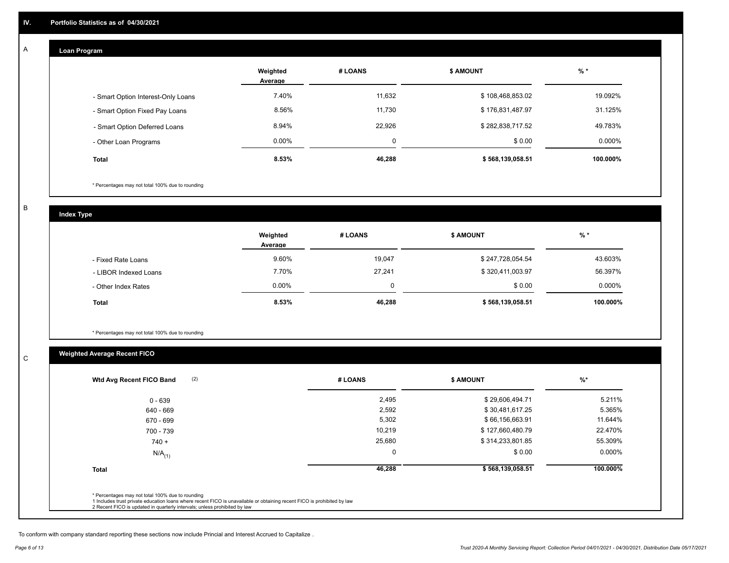## IV. Portfolio Statistics as of 04/30/2021

### A Loan Program

| | Weighted Average | # LOANS | $ AMOUNT | % * |
|---|---|---|---|---|
| - Smart Option Interest-Only Loans | 7.40% | 11,632 | $ 108,468,853.02 | 19.092% |
| - Smart Option Fixed Pay Loans | 8.56% | 11,730 | $ 176,831,487.97 | 31.125% |
| - Smart Option Deferred Loans | 8.94% | 22,926 | $ 282,838,717.52 | 49.783% |
| - Other Loan Programs | 0.00% | 0 | $ 0.00 | 0.000% |
| **Total** | **8.53%** | **46,288** | **$ 568,139,058.51** | **100.000%** |

* Percentages may not total 100% due to rounding

### B Index Type

| | Weighted Average | # LOANS | $ AMOUNT | % * |
|---|---|---|---|---|
| - Fixed Rate Loans | 9.60% | 19,047 | $ 247,728,054.54 | 43.603% |
| - LIBOR Indexed Loans | 7.70% | 27,241 | $ 320,411,003.97 | 56.397% |
| - Other Index Rates | 0.00% | 0 | $ 0.00 | 0.000% |
| **Total** | **8.53%** | **46,288** | **$ 568,139,058.51** | **100.000%** |

* Percentages may not total 100% due to rounding

### C Weighted Average Recent FICO

| Wtd Avg Recent FICO Band (2) | # LOANS | $ AMOUNT | %* |
|---|---|---|---|
| 0 - 639 | 2,495 | $ 29,606,494.71 | 5.211% |
| 640 - 669 | 2,592 | $ 30,481,617.25 | 5.365% |
| 670 - 699 | 5,302 | $ 66,156,663.91 | 11.644% |
| 700 - 739 | 10,219 | $ 127,660,480.79 | 22.470% |
| 740 + | 25,680 | $ 314,233,801.85 | 55.309% |
| N/A(1) | 0 | $ 0.00 | 0.000% |
| **Total** | **46,288** | **$ 568,139,058.51** | **100.000%** |

* Percentages may not total 100% due to rounding
1 Includes trust private education loans where recent FICO is unavailable or obtaining recent FICO is prohibited by law
2 Recent FICO is updated in quarterly intervals; unless prohibited by law

To conform with company standard reporting these sections now include Princial and Interest Accrued to Capitalize .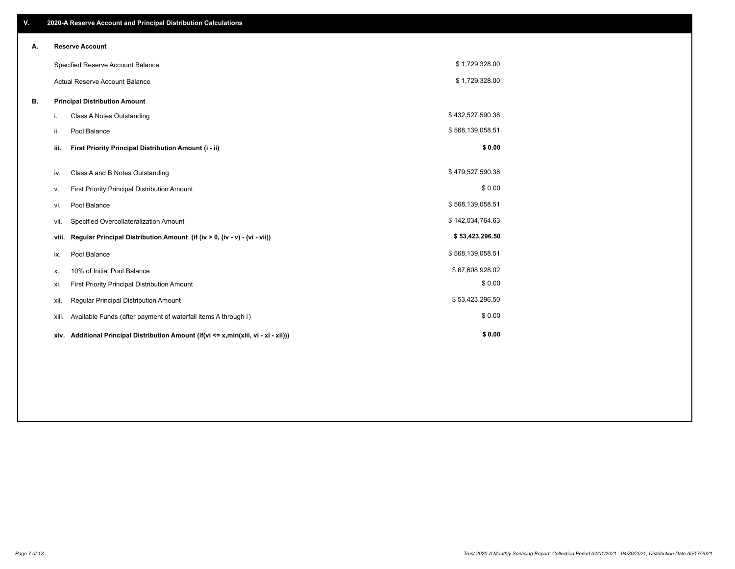## V. 2020-A Reserve Account and Principal Distribution Calculations

### A. Reserve Account

| | |
|---|---|
| Specified Reserve Account Balance | $ 1,729,328.00 |
| Actual Reserve Account Balance | $ 1,729,328.00 |

### B. Principal Distribution Amount

| | | |
|---|---|---|
| i. | Class A Notes Outstanding | $ 432,527,590.38 |
| ii. | Pool Balance | $ 568,139,058.51 |
| **iii.** | **First Priority Principal Distribution Amount (i - ii)** | **$ 0.00** |
| iv. | Class A and B Notes Outstanding | $ 479,527,590.38 |
| v. | First Priority Principal Distribution Amount | $ 0.00 |
| vi. | Pool Balance | $ 568,139,058.51 |
| vii. | Specified Overcollateralization Amount | $ 142,034,764.63 |
| **viii.** | **Regular Principal Distribution Amount (if (iv > 0, (iv - v) - (vi - vii))** | **$ 53,423,296.50** |
| ix. | Pool Balance | $ 568,139,058.51 |
| x. | 10% of Initial Pool Balance | $ 67,608,928.02 |
| xi. | First Priority Principal Distribution Amount | $ 0.00 |
| xii. | Regular Principal Distribution Amount | $ 53,423,296.50 |
| xiii. | Available Funds (after payment of waterfall items A through I) | $ 0.00 |
| **xiv.** | **Additional Principal Distribution Amount (if(vi <= x,min(xiii, vi - xi - xii)))** | **$ 0.00** |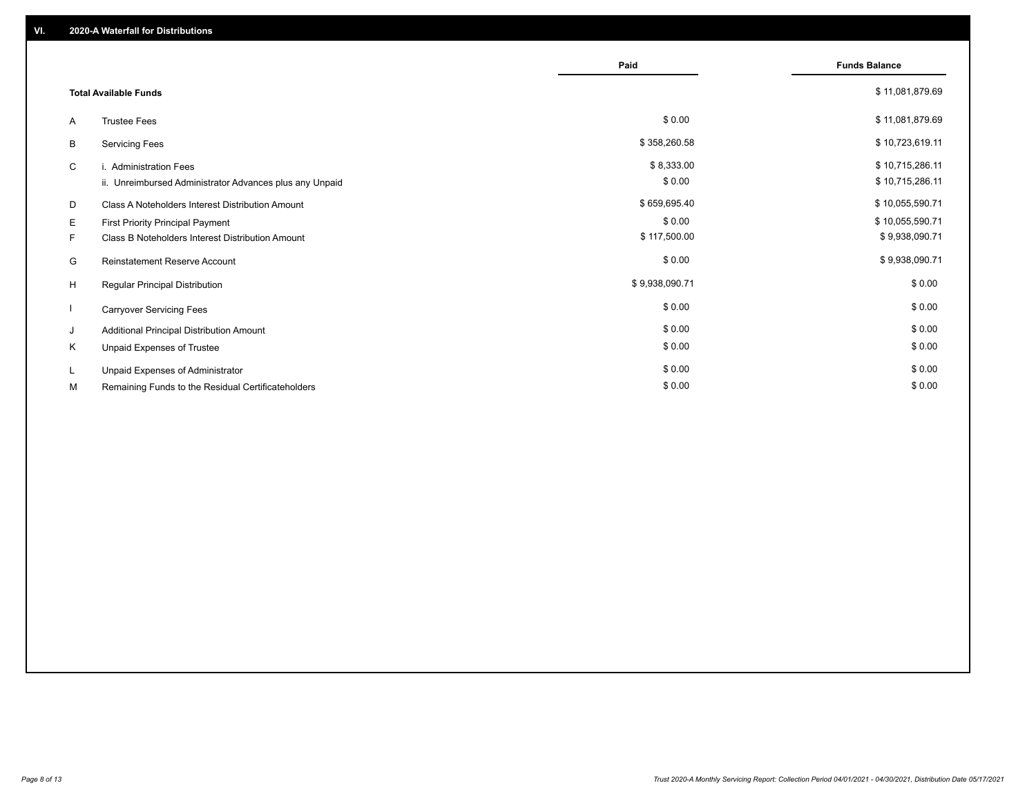## VI. 2020-A Waterfall for Distributions

| | | Paid | Funds Balance |
|---|---|---|---|
| | **Total Available Funds** | | $ 11,081,879.69 |
| A | Trustee Fees | $ 0.00 | $ 11,081,879.69 |
| B | Servicing Fees | $ 358,260.58 | $ 10,723,619.11 |
| C | i. Administration Fees | $ 8,333.00 | $ 10,715,286.11 |
| | ii. Unreimbursed Administrator Advances plus any Unpaid | $ 0.00 | $ 10,715,286.11 |
| D | Class A Noteholders Interest Distribution Amount | $ 659,695.40 | $ 10,055,590.71 |
| E | First Priority Principal Payment | $ 0.00 | $ 10,055,590.71 |
| F | Class B Noteholders Interest Distribution Amount | $ 117,500.00 | $ 9,938,090.71 |
| G | Reinstatement Reserve Account | $ 0.00 | $ 9,938,090.71 |
| H | Regular Principal Distribution | $ 9,938,090.71 | $ 0.00 |
| I | Carryover Servicing Fees | $ 0.00 | $ 0.00 |
| J | Additional Principal Distribution Amount | $ 0.00 | $ 0.00 |
| K | Unpaid Expenses of Trustee | $ 0.00 | $ 0.00 |
| L | Unpaid Expenses of Administrator | $ 0.00 | $ 0.00 |
| M | Remaining Funds to the Residual Certificateholders | $ 0.00 | $ 0.00 |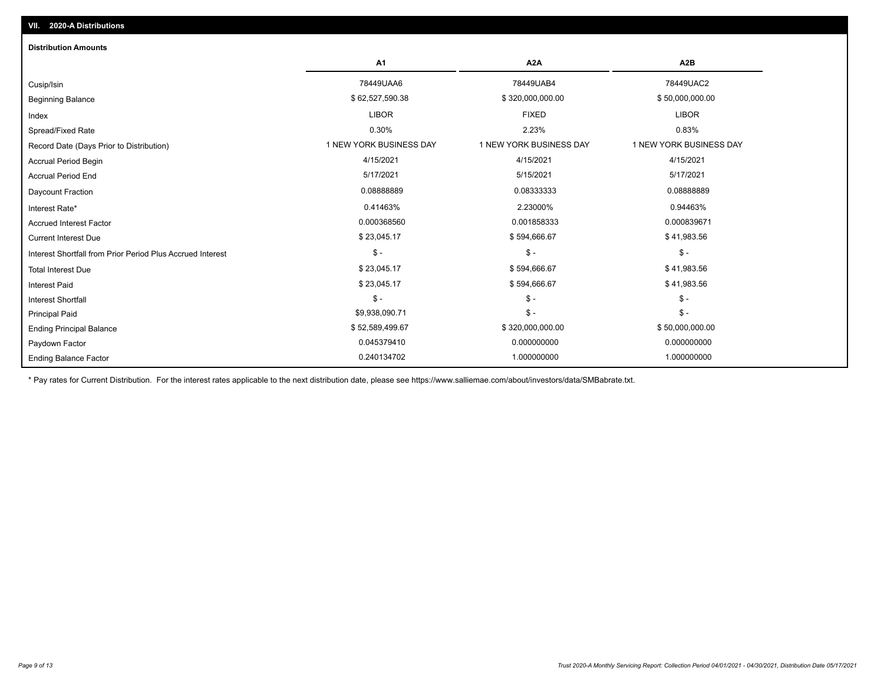## VII. 2020-A Distributions

### Distribution Amounts

| | A1 | A2A | A2B |
|---|---|---|---|
| Cusip/Isin | 78449UAA6 | 78449UAB4 | 78449UAC2 |
| Beginning Balance | $ 62,527,590.38 | $ 320,000,000.00 | $ 50,000,000.00 |
| Index | LIBOR | FIXED | LIBOR |
| Spread/Fixed Rate | 0.30% | 2.23% | 0.83% |
| Record Date (Days Prior to Distribution) | 1 NEW YORK BUSINESS DAY | 1 NEW YORK BUSINESS DAY | 1 NEW YORK BUSINESS DAY |
| Accrual Period Begin | 4/15/2021 | 4/15/2021 | 4/15/2021 |
| Accrual Period End | 5/17/2021 | 5/15/2021 | 5/17/2021 |
| Daycount Fraction | 0.08888889 | 0.08333333 | 0.08888889 |
| Interest Rate* | 0.41463% | 2.23000% | 0.94463% |
| Accrued Interest Factor | 0.000368560 | 0.001858333 | 0.000839671 |
| Current Interest Due | $ 23,045.17 | $ 594,666.67 | $ 41,983.56 |
| Interest Shortfall from Prior Period Plus Accrued Interest | $ - | $ - | $ - |
| Total Interest Due | $ 23,045.17 | $ 594,666.67 | $ 41,983.56 |
| Interest Paid | $ 23,045.17 | $ 594,666.67 | $ 41,983.56 |
| Interest Shortfall | $ - | $ - | $ - |
| Principal Paid | $9,938,090.71 | $ - | $ - |
| Ending Principal Balance | $ 52,589,499.67 | $ 320,000,000.00 | $ 50,000,000.00 |
| Paydown Factor | 0.045379410 | 0.000000000 | 0.000000000 |
| Ending Balance Factor | 0.240134702 | 1.000000000 | 1.000000000 |

* Pay rates for Current Distribution. For the interest rates applicable to the next distribution date, please see https://www.salliemae.com/about/investors/data/SMBabrate.txt.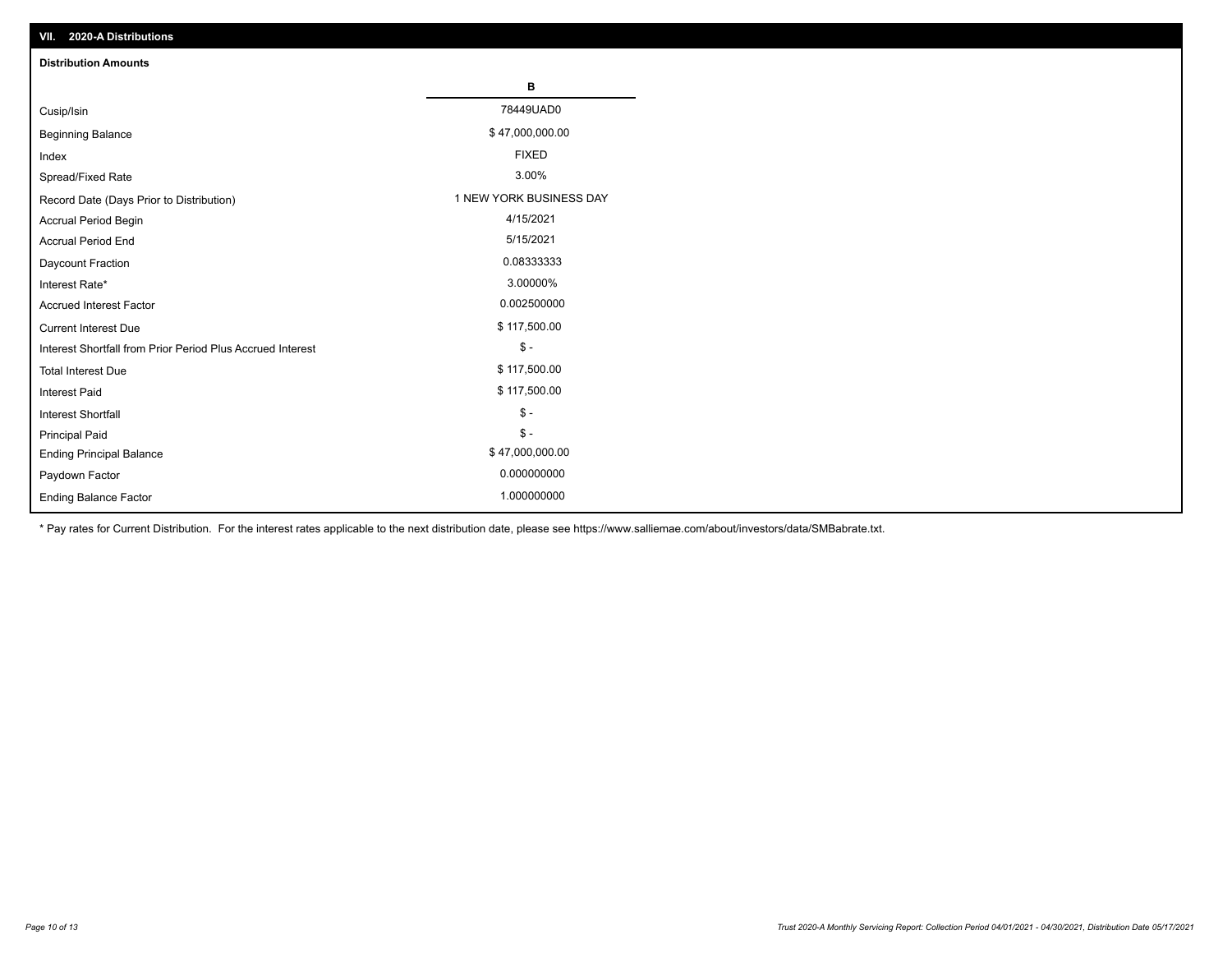## VII. 2020-A Distributions

### Distribution Amounts

| | B |
|---|---|
| Cusip/Isin | 78449UAD0 |
| Beginning Balance | $ 47,000,000.00 |
| Index | FIXED |
| Spread/Fixed Rate | 3.00% |
| Record Date (Days Prior to Distribution) | 1 NEW YORK BUSINESS DAY |
| Accrual Period Begin | 4/15/2021 |
| Accrual Period End | 5/15/2021 |
| Daycount Fraction | 0.08333333 |
| Interest Rate* | 3.00000% |
| Accrued Interest Factor | 0.002500000 |
| Current Interest Due | $ 117,500.00 |
| Interest Shortfall from Prior Period Plus Accrued Interest | $ - |
| Total Interest Due | $ 117,500.00 |
| Interest Paid | $ 117,500.00 |
| Interest Shortfall | $ - |
| Principal Paid | $ - |
| Ending Principal Balance | $ 47,000,000.00 |
| Paydown Factor | 0.000000000 |
| Ending Balance Factor | 1.000000000 |

* Pay rates for Current Distribution. For the interest rates applicable to the next distribution date, please see https://www.salliemae.com/about/investors/data/SMBabrate.txt.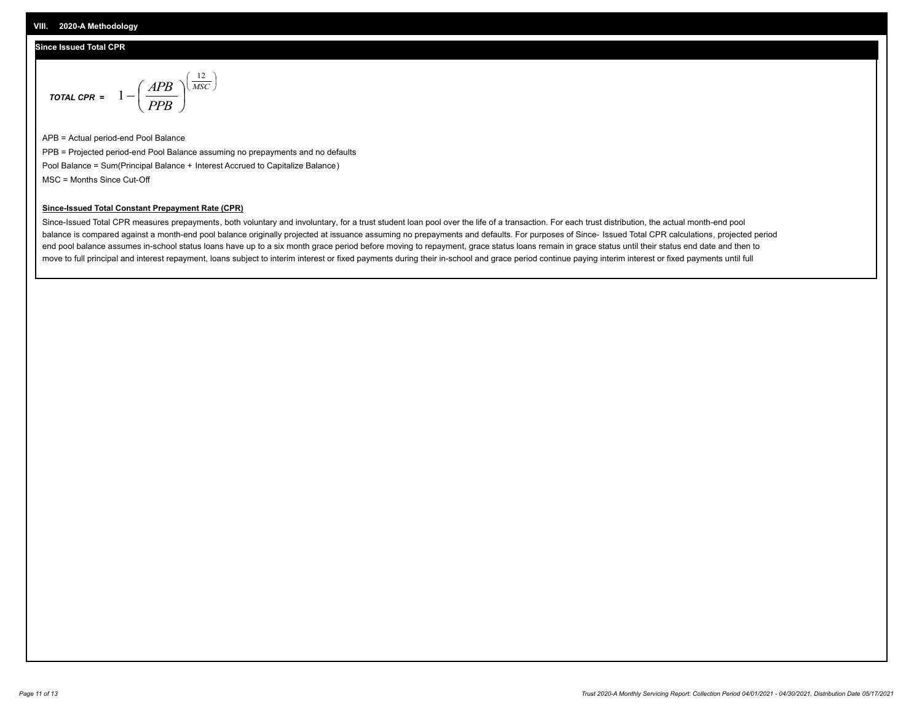## VIII. 2020-A Methodology

### Since Issued Total CPR

$$\textit{TOTAL CPR} = 1 - \left(\frac{APB}{PPB}\right)^{\left(\frac{12}{MSC}\right)}$$

APB = Actual period-end Pool Balance

PPB = Projected period-end Pool Balance assuming no prepayments and no defaults

Pool Balance = Sum(Principal Balance + Interest Accrued to Capitalize Balance)

MSC = Months Since Cut-Off

**Since-Issued Total Constant Prepayment Rate (CPR)**

Since-Issued Total CPR measures prepayments, both voluntary and involuntary, for a trust student loan pool over the life of a transaction. For each trust distribution, the actual month-end pool balance is compared against a month-end pool balance originally projected at issuance assuming no prepayments and defaults. For purposes of Since- Issued Total CPR calculations, projected period end pool balance assumes in-school status loans have up to a six month grace period before moving to repayment, grace status loans remain in grace status until their status end date and then to move to full principal and interest repayment, loans subject to interim interest or fixed payments during their in-school and grace period continue paying interim interest or fixed payments until full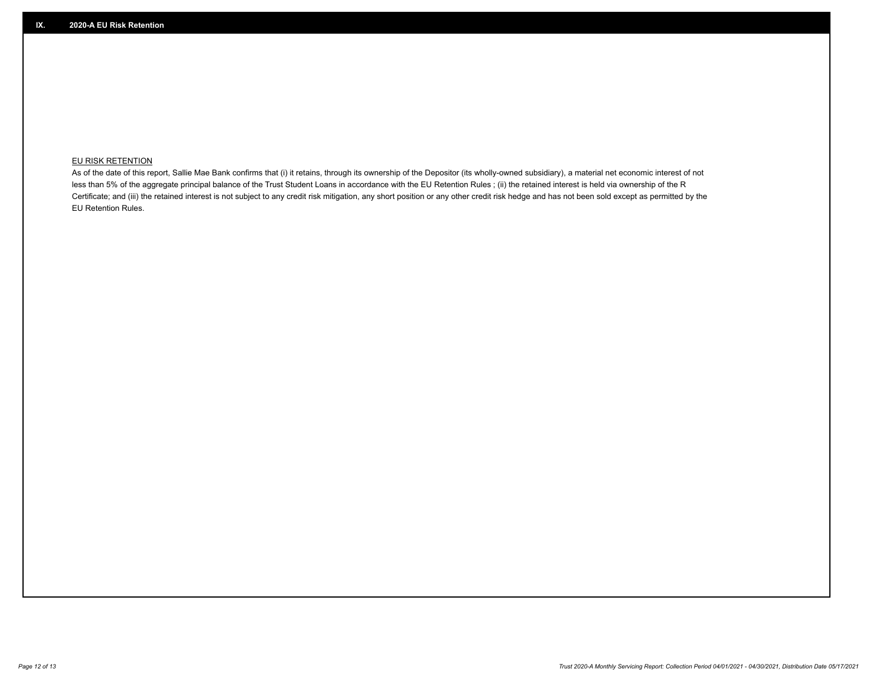## IX. 2020-A EU Risk Retention

EU RISK RETENTION

As of the date of this report, Sallie Mae Bank confirms that (i) it retains, through its ownership of the Depositor (its wholly-owned subsidiary), a material net economic interest of not less than 5% of the aggregate principal balance of the Trust Student Loans in accordance with the EU Retention Rules ; (ii) the retained interest is held via ownership of the R Certificate; and (iii) the retained interest is not subject to any credit risk mitigation, any short position or any other credit risk hedge and has not been sold except as permitted by the EU Retention Rules.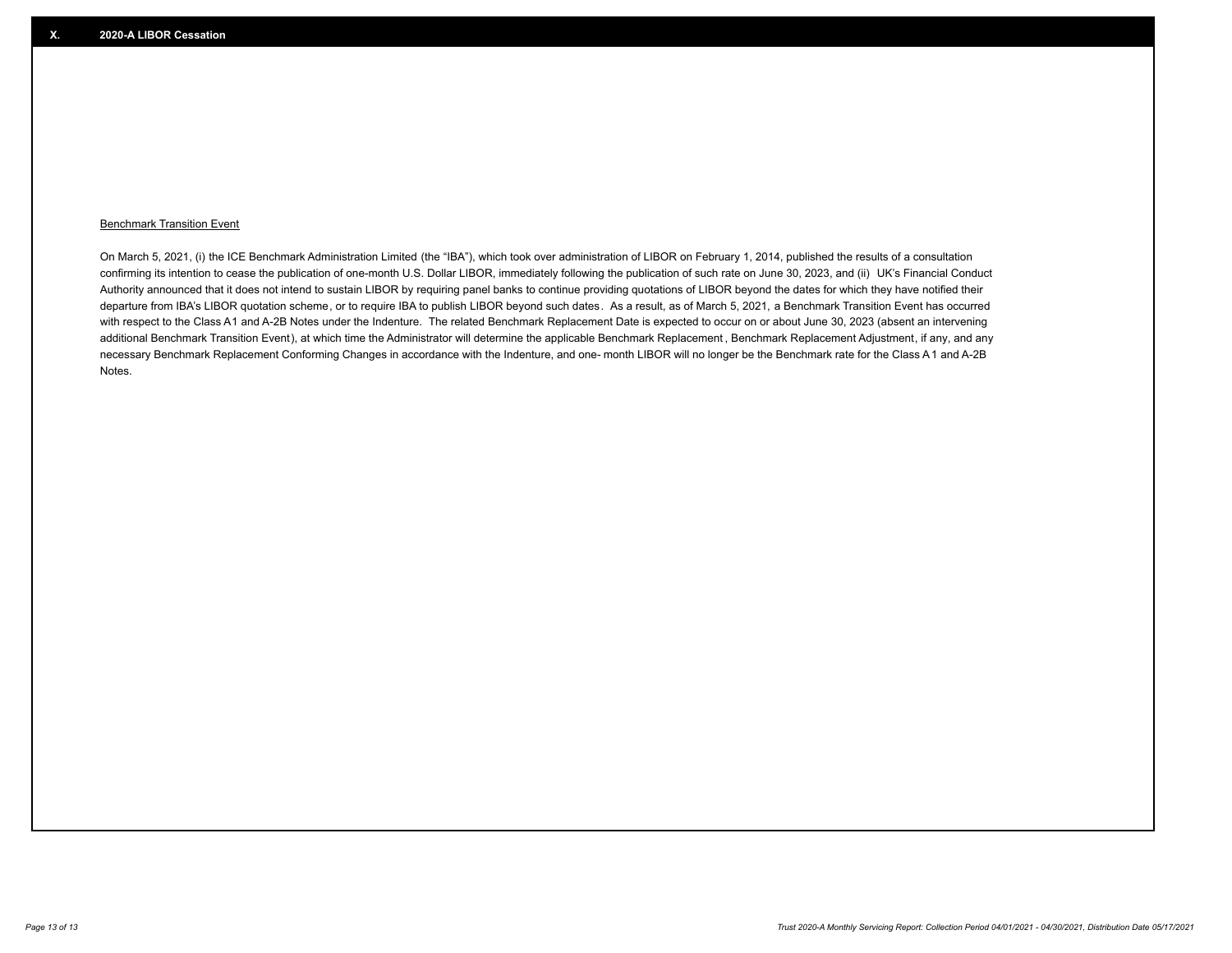## X. 2020-A LIBOR Cessation

Benchmark Transition Event

On March 5, 2021, (i) the ICE Benchmark Administration Limited (the "IBA"), which took over administration of LIBOR on February 1, 2014, published the results of a consultation confirming its intention to cease the publication of one-month U.S. Dollar LIBOR, immediately following the publication of such rate on June 30, 2023, and (ii) UK's Financial Conduct Authority announced that it does not intend to sustain LIBOR by requiring panel banks to continue providing quotations of LIBOR beyond the dates for which they have notified their departure from IBA's LIBOR quotation scheme, or to require IBA to publish LIBOR beyond such dates. As a result, as of March 5, 2021, a Benchmark Transition Event has occurred with respect to the Class A1 and A-2B Notes under the Indenture. The related Benchmark Replacement Date is expected to occur on or about June 30, 2023 (absent an intervening additional Benchmark Transition Event), at which time the Administrator will determine the applicable Benchmark Replacement, Benchmark Replacement Adjustment, if any, and any necessary Benchmark Replacement Conforming Changes in accordance with the Indenture, and one- month LIBOR will no longer be the Benchmark rate for the Class A1 and A-2B Notes.